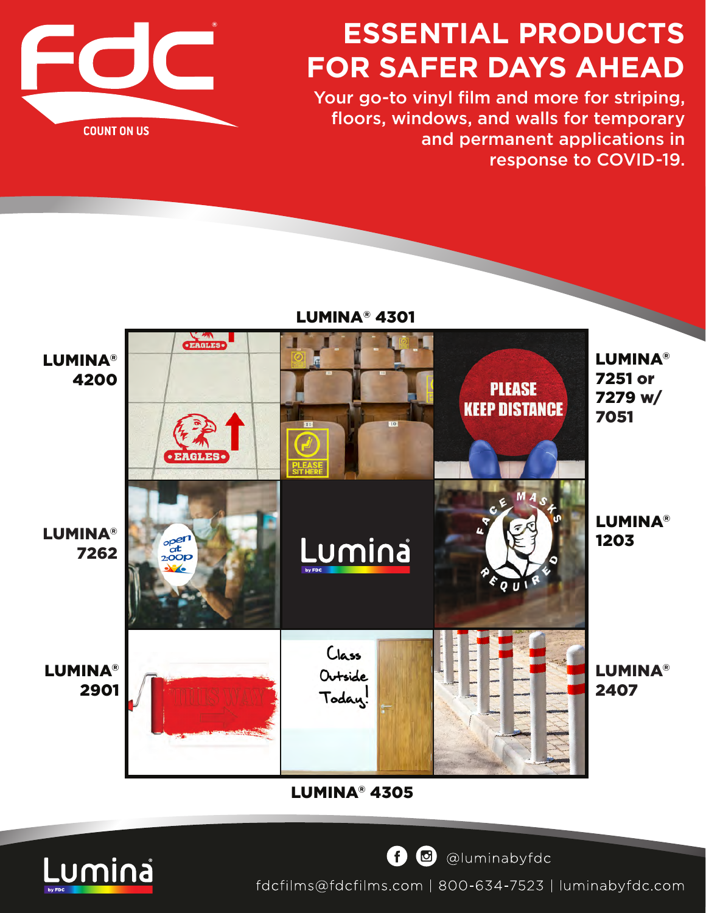FDC
COUNT ON US

# ESSENTIAL PRODUCTS FOR SAFER DAYS AHEAD

Your go-to vinyl film and more for striping, floors, windows, and walls for temporary and permanent applications in response to COVID-19.

**LUMINA® 4301**

**LUMINA® 4200**

**LUMINA® 7251 or 7279 w/ 7051**

**LUMINA® 7262**

**LUMINA® 1203**

**LUMINA® 2901**

**LUMINA® 2407**

**LUMINA® 4305**

Lumina by FDC

@luminabyfdc

fdcfilms@fdcfilms.com | 800-634-7523 | luminabyfdc.com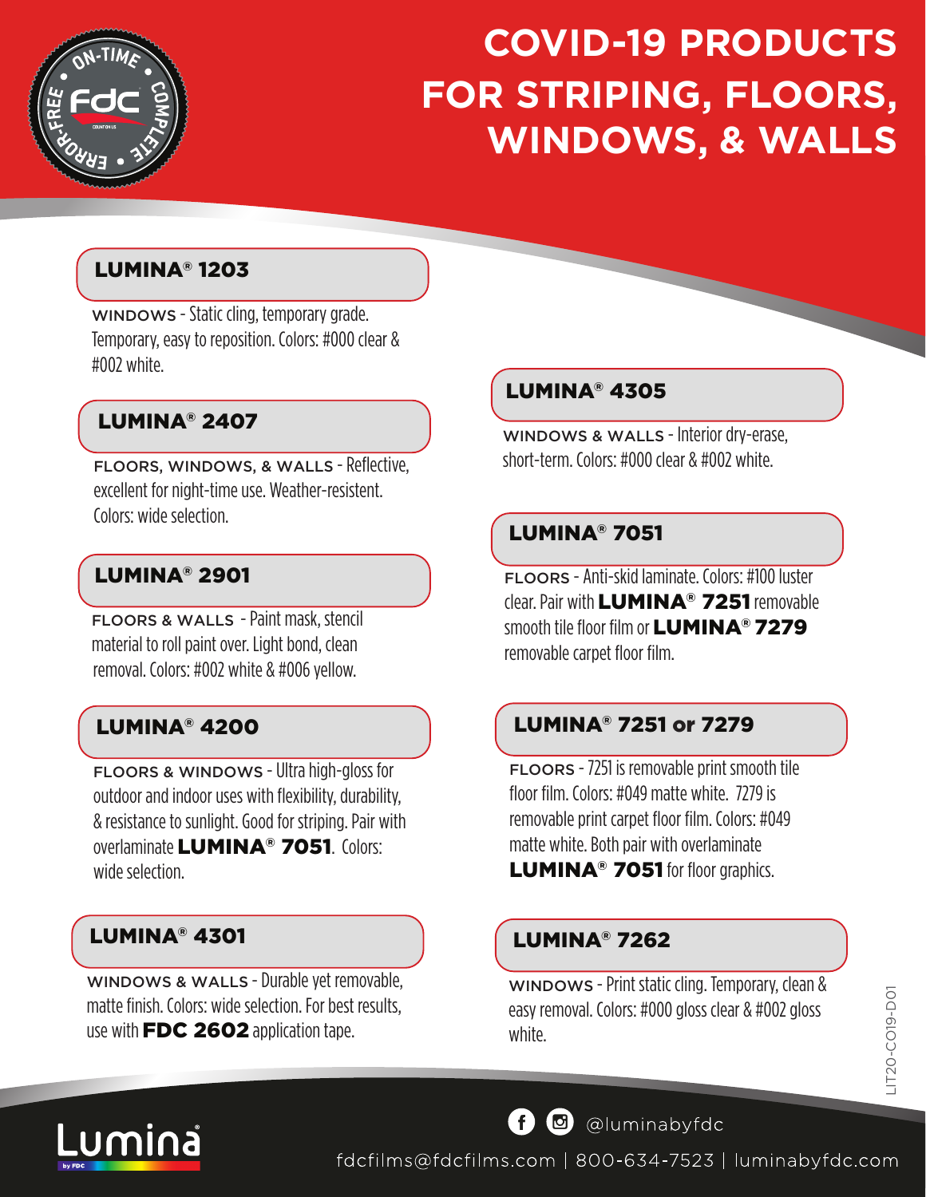# COVID-19 PRODUCTS FOR STRIPING, FLOORS, WINDOWS, & WALLS

## LUMINA® 1203

WINDOWS - Static cling, temporary grade. Temporary, easy to reposition. Colors: #000 clear & #002 white.

## LUMINA® 2407

FLOORS, WINDOWS, & WALLS - Reflective, excellent for night-time use. Weather-resistent. Colors: wide selection.

## LUMINA® 2901

FLOORS & WALLS - Paint mask, stencil material to roll paint over. Light bond, clean removal. Colors: #002 white & #006 yellow.

## LUMINA® 4200

FLOORS & WINDOWS - Ultra high-gloss for outdoor and indoor uses with flexibility, durability, & resistance to sunlight. Good for striping. Pair with overlaminate **LUMINA® 7051**. Colors: wide selection.

## LUMINA® 4301

WINDOWS & WALLS - Durable yet removable, matte finish. Colors: wide selection. For best results, use with **FDC 2602** application tape.

## LUMINA® 4305

WINDOWS & WALLS - Interior dry-erase, short-term. Colors: #000 clear & #002 white.

## LUMINA® 7051

FLOORS - Anti-skid laminate. Colors: #100 luster clear. Pair with **LUMINA® 7251** removable smooth tile floor film or **LUMINA® 7279** removable carpet floor film.

## LUMINA® 7251 or 7279

FLOORS - 7251 is removable print smooth tile floor film. Colors: #049 matte white. 7279 is removable print carpet floor film. Colors: #049 matte white. Both pair with overlaminate **LUMINA® 7051** for floor graphics.

## LUMINA® 7262

WINDOWS - Print static cling. Temporary, clean & easy removal. Colors: #000 gloss clear & #002 gloss white.

LIT20-CO19-D01

@luminabyfdc

fdcfilms@fdcfilms.com | 800-634-7523 | luminabyfdc.com